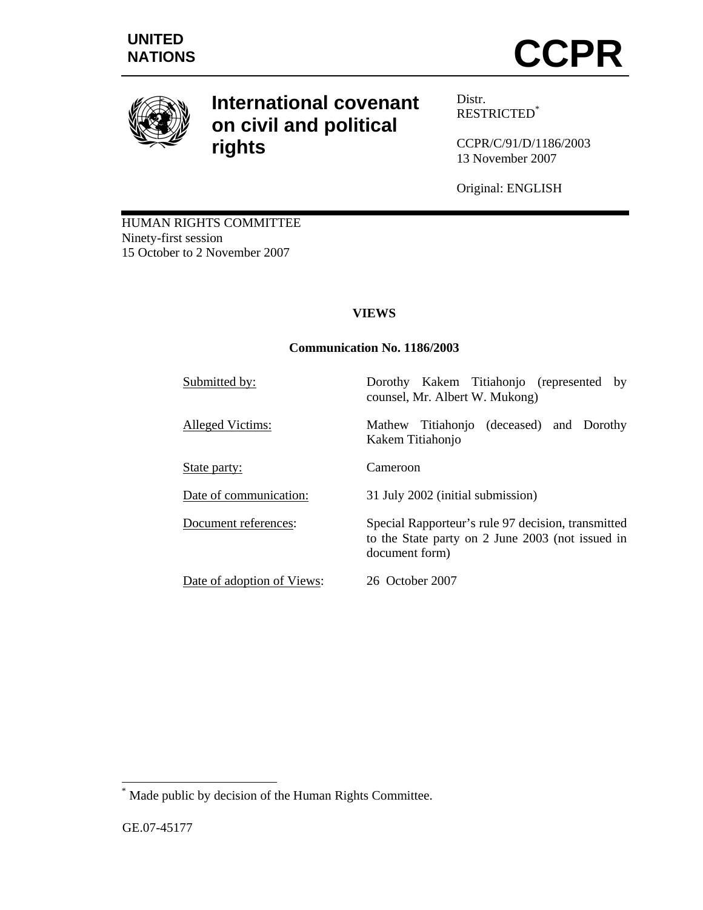**UNITED NATIONS**

# CCPR

## International covenant on civil and political rights

Distr.
RESTRICTED[*]

CCPR/C/91/D/1186/2003
13 November 2007

Original: ENGLISH

HUMAN RIGHTS COMMITTEE
Ninety-first session
15 October to 2 November 2007

**VIEWS**

**Communication No. 1186/2003**

| | |
|---|---|
| Submitted by: | Dorothy Kakem Titiahonjo (represented by counsel, Mr. Albert W. Mukong) |
| Alleged Victims: | Mathew Titiahonjo (deceased) and Dorothy Kakem Titiahonjo |
| State party: | Cameroon |
| Date of communication: | 31 July 2002 (initial submission) |
| Document references: | Special Rapporteur's rule 97 decision, transmitted to the State party on 2 June 2003 (not issued in document form) |
| Date of adoption of Views: | 26 October 2007 |

[*] Made public by decision of the Human Rights Committee.

GE.07-45177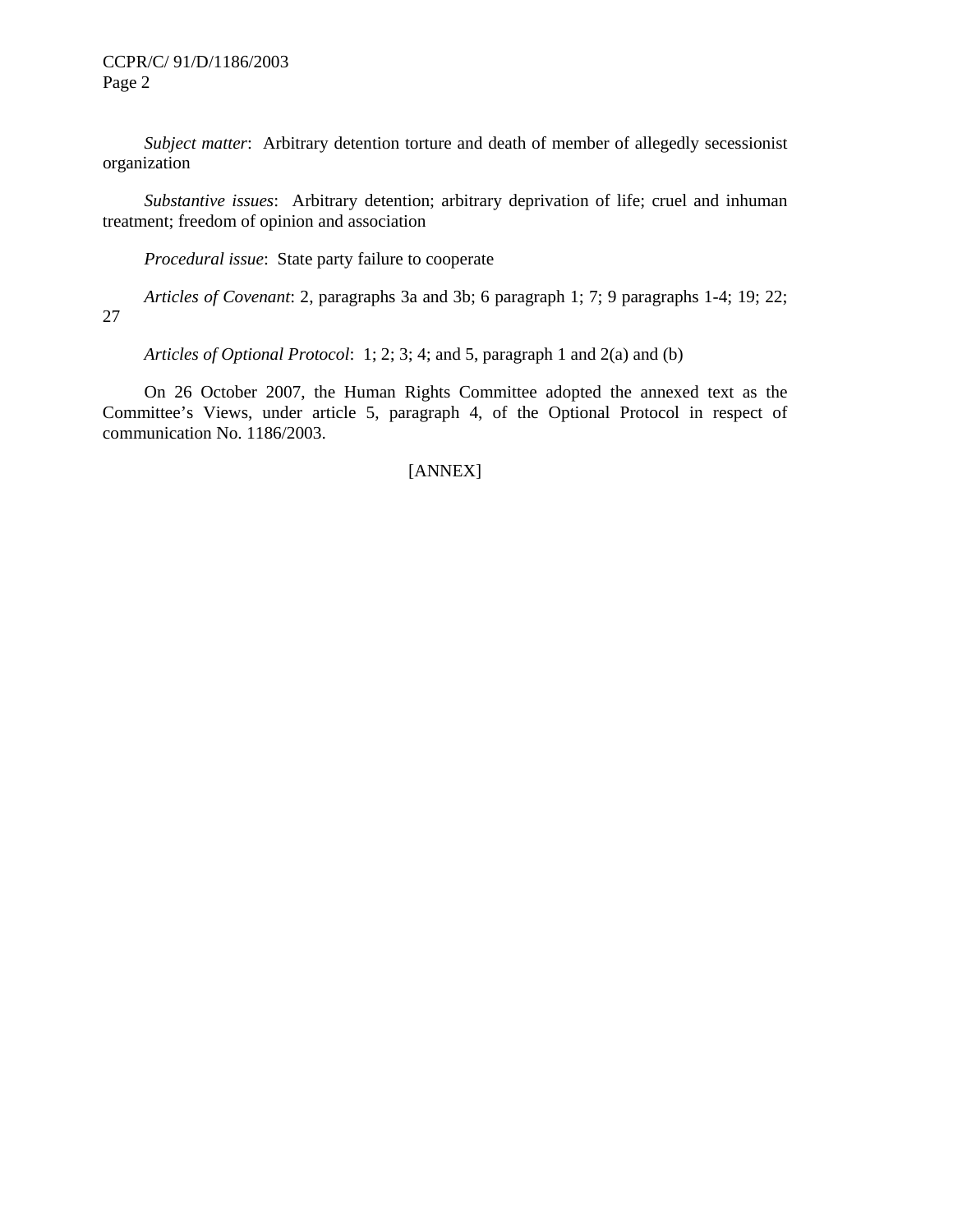*Subject matter*: Arbitrary detention torture and death of member of allegedly secessionist organization

*Substantive issues*: Arbitrary detention; arbitrary deprivation of life; cruel and inhuman treatment; freedom of opinion and association

*Procedural issue*: State party failure to cooperate

*Articles of Covenant*: 2, paragraphs 3a and 3b; 6 paragraph 1; 7; 9 paragraphs 1-4; 19; 22; 27

*Articles of Optional Protocol*: 1; 2; 3; 4; and 5, paragraph 1 and 2(a) and (b)

On 26 October 2007, the Human Rights Committee adopted the annexed text as the Committee's Views, under article 5, paragraph 4, of the Optional Protocol in respect of communication No. 1186/2003.

[ANNEX]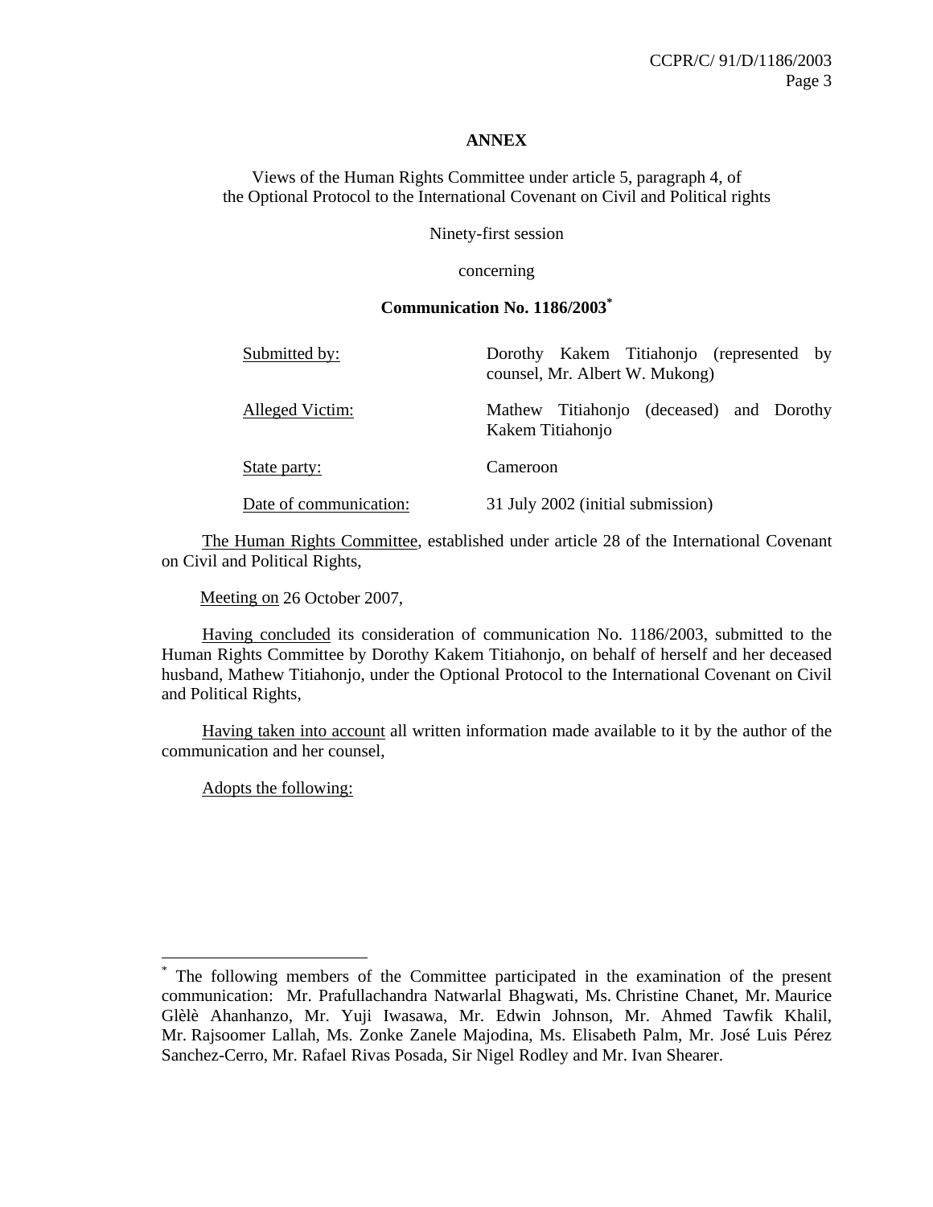**ANNEX**

Views of the Human Rights Committee under article 5, paragraph 4, of the Optional Protocol to the International Covenant on Civil and Political rights

Ninety-first session

concerning

**Communication No. 1186/2003**[*]

| | |
|---|---|
| Submitted by: | Dorothy Kakem Titiahonjo (represented by counsel, Mr. Albert W. Mukong) |
| Alleged Victim: | Mathew Titiahonjo (deceased) and Dorothy Kakem Titiahonjo |
| State party: | Cameroon |
| Date of communication: | 31 July 2002 (initial submission) |

The Human Rights Committee, established under article 28 of the International Covenant on Civil and Political Rights,

Meeting on 26 October 2007,

Having concluded its consideration of communication No. 1186/2003, submitted to the Human Rights Committee by Dorothy Kakem Titiahonjo, on behalf of herself and her deceased husband, Mathew Titiahonjo, under the Optional Protocol to the International Covenant on Civil and Political Rights,

Having taken into account all written information made available to it by the author of the communication and her counsel,

Adopts the following:

---

[*] The following members of the Committee participated in the examination of the present communication: Mr. Prafullachandra Natwarlal Bhagwati, Ms. Christine Chanet, Mr. Maurice Glèlè Ahanhanzo, Mr. Yuji Iwasawa, Mr. Edwin Johnson, Mr. Ahmed Tawfik Khalil, Mr. Rajsoomer Lallah, Ms. Zonke Zanele Majodina, Ms. Elisabeth Palm, Mr. José Luis Pérez Sanchez-Cerro, Mr. Rafael Rivas Posada, Sir Nigel Rodley and Mr. Ivan Shearer.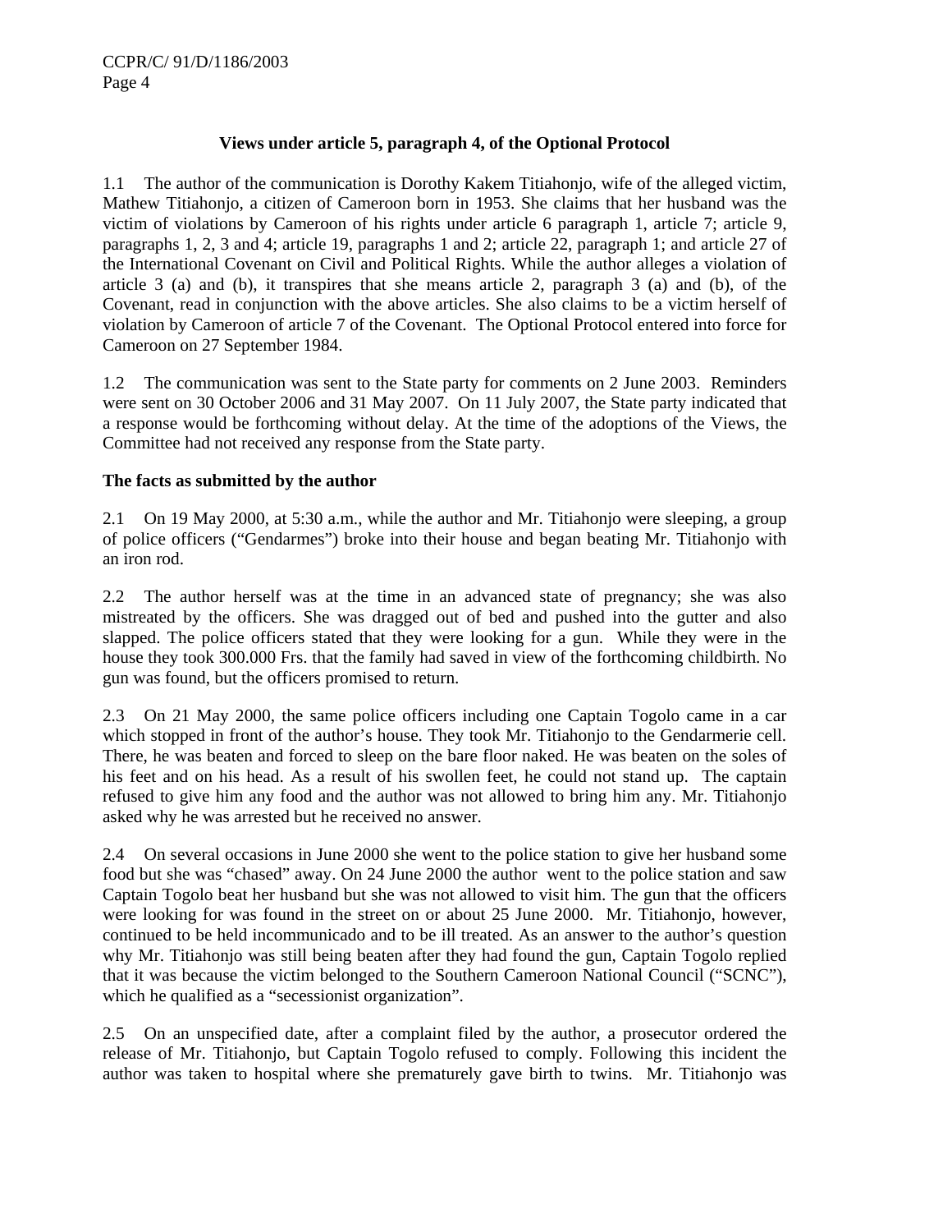**Views under article 5, paragraph 4, of the Optional Protocol**

1.1 The author of the communication is Dorothy Kakem Titiahonjo, wife of the alleged victim, Mathew Titiahonjo, a citizen of Cameroon born in 1953. She claims that her husband was the victim of violations by Cameroon of his rights under article 6 paragraph 1, article 7; article 9, paragraphs 1, 2, 3 and 4; article 19, paragraphs 1 and 2; article 22, paragraph 1; and article 27 of the International Covenant on Civil and Political Rights. While the author alleges a violation of article 3 (a) and (b), it transpires that she means article 2, paragraph 3 (a) and (b), of the Covenant, read in conjunction with the above articles. She also claims to be a victim herself of violation by Cameroon of article 7 of the Covenant. The Optional Protocol entered into force for Cameroon on 27 September 1984.

1.2 The communication was sent to the State party for comments on 2 June 2003. Reminders were sent on 30 October 2006 and 31 May 2007. On 11 July 2007, the State party indicated that a response would be forthcoming without delay. At the time of the adoptions of the Views, the Committee had not received any response from the State party.

**The facts as submitted by the author**

2.1 On 19 May 2000, at 5:30 a.m., while the author and Mr. Titiahonjo were sleeping, a group of police officers ("Gendarmes") broke into their house and began beating Mr. Titiahonjo with an iron rod.

2.2 The author herself was at the time in an advanced state of pregnancy; she was also mistreated by the officers. She was dragged out of bed and pushed into the gutter and also slapped. The police officers stated that they were looking for a gun. While they were in the house they took 300.000 Frs. that the family had saved in view of the forthcoming childbirth. No gun was found, but the officers promised to return.

2.3 On 21 May 2000, the same police officers including one Captain Togolo came in a car which stopped in front of the author's house. They took Mr. Titiahonjo to the Gendarmerie cell. There, he was beaten and forced to sleep on the bare floor naked. He was beaten on the soles of his feet and on his head. As a result of his swollen feet, he could not stand up. The captain refused to give him any food and the author was not allowed to bring him any. Mr. Titiahonjo asked why he was arrested but he received no answer.

2.4 On several occasions in June 2000 she went to the police station to give her husband some food but she was "chased" away. On 24 June 2000 the author went to the police station and saw Captain Togolo beat her husband but she was not allowed to visit him. The gun that the officers were looking for was found in the street on or about 25 June 2000. Mr. Titiahonjo, however, continued to be held incommunicado and to be ill treated. As an answer to the author's question why Mr. Titiahonjo was still being beaten after they had found the gun, Captain Togolo replied that it was because the victim belonged to the Southern Cameroon National Council ("SCNC"), which he qualified as a "secessionist organization".

2.5 On an unspecified date, after a complaint filed by the author, a prosecutor ordered the release of Mr. Titiahonjo, but Captain Togolo refused to comply. Following this incident the author was taken to hospital where she prematurely gave birth to twins. Mr. Titiahonjo was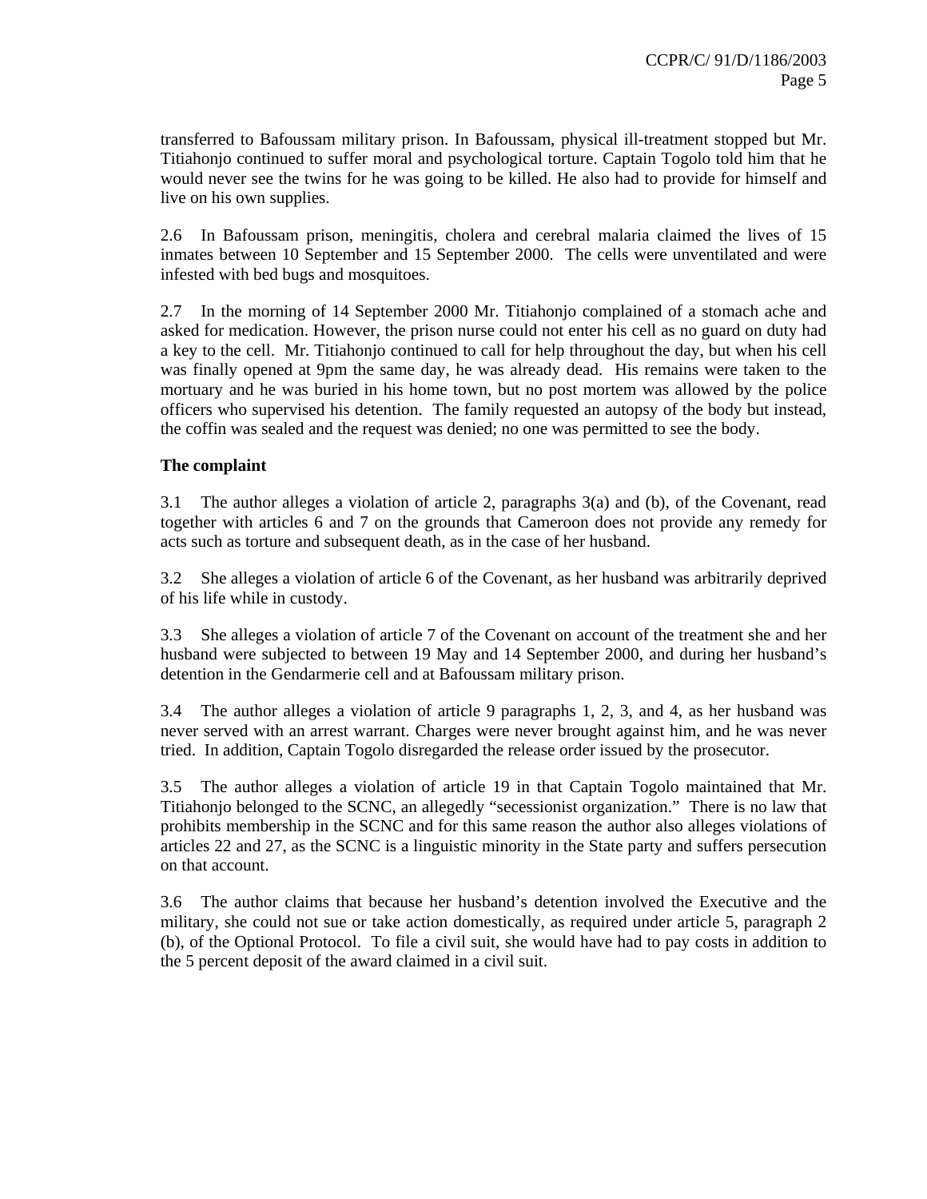transferred to Bafoussam military prison. In Bafoussam, physical ill-treatment stopped but Mr. Titiahonjo continued to suffer moral and psychological torture. Captain Togolo told him that he would never see the twins for he was going to be killed. He also had to provide for himself and live on his own supplies.

2.6 In Bafoussam prison, meningitis, cholera and cerebral malaria claimed the lives of 15 inmates between 10 September and 15 September 2000. The cells were unventilated and were infested with bed bugs and mosquitoes.

2.7 In the morning of 14 September 2000 Mr. Titiahonjo complained of a stomach ache and asked for medication. However, the prison nurse could not enter his cell as no guard on duty had a key to the cell. Mr. Titiahonjo continued to call for help throughout the day, but when his cell was finally opened at 9pm the same day, he was already dead. His remains were taken to the mortuary and he was buried in his home town, but no post mortem was allowed by the police officers who supervised his detention. The family requested an autopsy of the body but instead, the coffin was sealed and the request was denied; no one was permitted to see the body.

**The complaint**

3.1 The author alleges a violation of article 2, paragraphs 3(a) and (b), of the Covenant, read together with articles 6 and 7 on the grounds that Cameroon does not provide any remedy for acts such as torture and subsequent death, as in the case of her husband.

3.2 She alleges a violation of article 6 of the Covenant, as her husband was arbitrarily deprived of his life while in custody.

3.3 She alleges a violation of article 7 of the Covenant on account of the treatment she and her husband were subjected to between 19 May and 14 September 2000, and during her husband's detention in the Gendarmerie cell and at Bafoussam military prison.

3.4 The author alleges a violation of article 9 paragraphs 1, 2, 3, and 4, as her husband was never served with an arrest warrant. Charges were never brought against him, and he was never tried. In addition, Captain Togolo disregarded the release order issued by the prosecutor.

3.5 The author alleges a violation of article 19 in that Captain Togolo maintained that Mr. Titiahonjo belonged to the SCNC, an allegedly "secessionist organization." There is no law that prohibits membership in the SCNC and for this same reason the author also alleges violations of articles 22 and 27, as the SCNC is a linguistic minority in the State party and suffers persecution on that account.

3.6 The author claims that because her husband's detention involved the Executive and the military, she could not sue or take action domestically, as required under article 5, paragraph 2 (b), of the Optional Protocol. To file a civil suit, she would have had to pay costs in addition to the 5 percent deposit of the award claimed in a civil suit.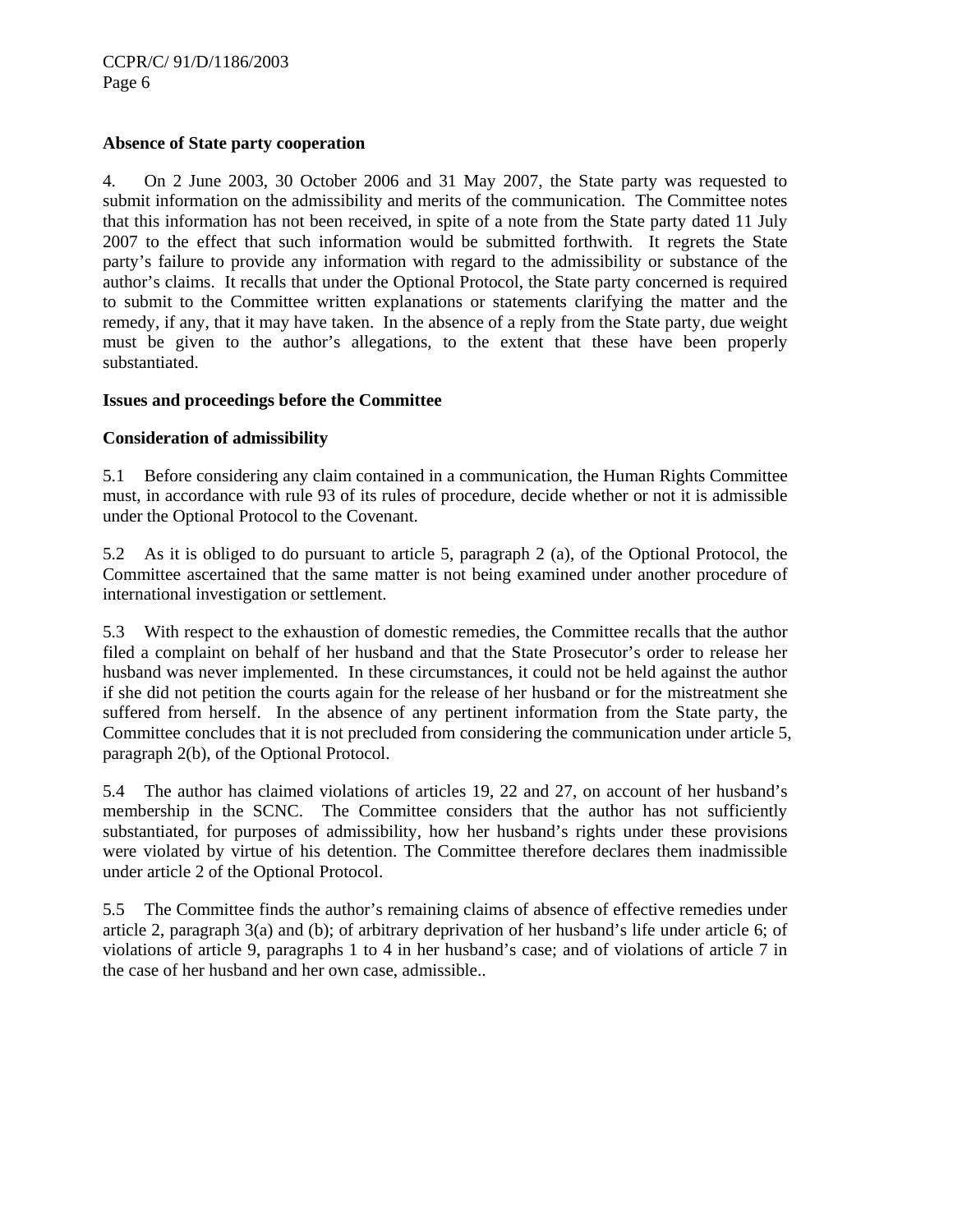**Absence of State party cooperation**

4. On 2 June 2003, 30 October 2006 and 31 May 2007, the State party was requested to submit information on the admissibility and merits of the communication. The Committee notes that this information has not been received, in spite of a note from the State party dated 11 July 2007 to the effect that such information would be submitted forthwith. It regrets the State party's failure to provide any information with regard to the admissibility or substance of the author's claims. It recalls that under the Optional Protocol, the State party concerned is required to submit to the Committee written explanations or statements clarifying the matter and the remedy, if any, that it may have taken. In the absence of a reply from the State party, due weight must be given to the author's allegations, to the extent that these have been properly substantiated.

**Issues and proceedings before the Committee**

**Consideration of admissibility**

5.1 Before considering any claim contained in a communication, the Human Rights Committee must, in accordance with rule 93 of its rules of procedure, decide whether or not it is admissible under the Optional Protocol to the Covenant.

5.2 As it is obliged to do pursuant to article 5, paragraph 2 (a), of the Optional Protocol, the Committee ascertained that the same matter is not being examined under another procedure of international investigation or settlement.

5.3 With respect to the exhaustion of domestic remedies, the Committee recalls that the author filed a complaint on behalf of her husband and that the State Prosecutor's order to release her husband was never implemented. In these circumstances, it could not be held against the author if she did not petition the courts again for the release of her husband or for the mistreatment she suffered from herself. In the absence of any pertinent information from the State party, the Committee concludes that it is not precluded from considering the communication under article 5, paragraph 2(b), of the Optional Protocol.

5.4 The author has claimed violations of articles 19, 22 and 27, on account of her husband's membership in the SCNC. The Committee considers that the author has not sufficiently substantiated, for purposes of admissibility, how her husband's rights under these provisions were violated by virtue of his detention. The Committee therefore declares them inadmissible under article 2 of the Optional Protocol.

5.5 The Committee finds the author's remaining claims of absence of effective remedies under article 2, paragraph 3(a) and (b); of arbitrary deprivation of her husband's life under article 6; of violations of article 9, paragraphs 1 to 4 in her husband's case; and of violations of article 7 in the case of her husband and her own case, admissible..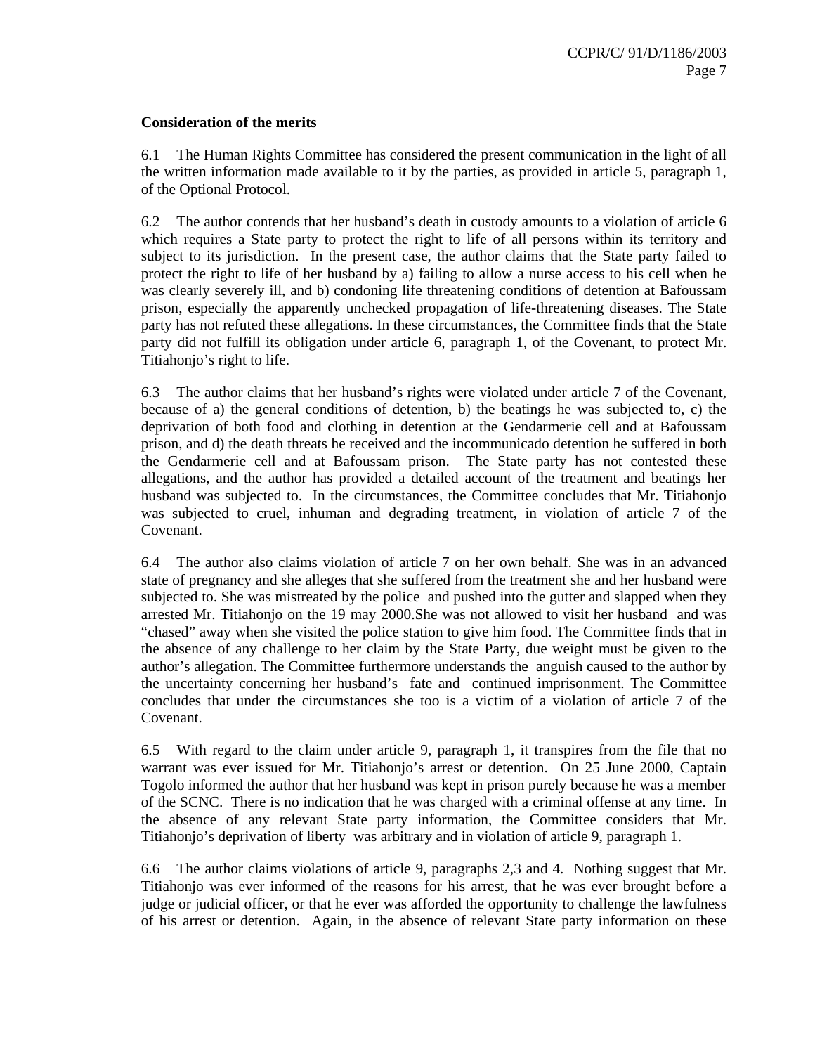**Consideration of the merits**

6.1 The Human Rights Committee has considered the present communication in the light of all the written information made available to it by the parties, as provided in article 5, paragraph 1, of the Optional Protocol.

6.2 The author contends that her husband's death in custody amounts to a violation of article 6 which requires a State party to protect the right to life of all persons within its territory and subject to its jurisdiction. In the present case, the author claims that the State party failed to protect the right to life of her husband by a) failing to allow a nurse access to his cell when he was clearly severely ill, and b) condoning life threatening conditions of detention at Bafoussam prison, especially the apparently unchecked propagation of life-threatening diseases. The State party has not refuted these allegations. In these circumstances, the Committee finds that the State party did not fulfill its obligation under article 6, paragraph 1, of the Covenant, to protect Mr. Titiahonjo's right to life.

6.3 The author claims that her husband's rights were violated under article 7 of the Covenant, because of a) the general conditions of detention, b) the beatings he was subjected to, c) the deprivation of both food and clothing in detention at the Gendarmerie cell and at Bafoussam prison, and d) the death threats he received and the incommunicado detention he suffered in both the Gendarmerie cell and at Bafoussam prison. The State party has not contested these allegations, and the author has provided a detailed account of the treatment and beatings her husband was subjected to. In the circumstances, the Committee concludes that Mr. Titiahonjo was subjected to cruel, inhuman and degrading treatment, in violation of article 7 of the Covenant.

6.4 The author also claims violation of article 7 on her own behalf. She was in an advanced state of pregnancy and she alleges that she suffered from the treatment she and her husband were subjected to. She was mistreated by the police and pushed into the gutter and slapped when they arrested Mr. Titiahonjo on the 19 may 2000.She was not allowed to visit her husband and was "chased" away when she visited the police station to give him food. The Committee finds that in the absence of any challenge to her claim by the State Party, due weight must be given to the author's allegation. The Committee furthermore understands the anguish caused to the author by the uncertainty concerning her husband's fate and continued imprisonment. The Committee concludes that under the circumstances she too is a victim of a violation of article 7 of the Covenant.

6.5 With regard to the claim under article 9, paragraph 1, it transpires from the file that no warrant was ever issued for Mr. Titiahonjo's arrest or detention. On 25 June 2000, Captain Togolo informed the author that her husband was kept in prison purely because he was a member of the SCNC. There is no indication that he was charged with a criminal offense at any time. In the absence of any relevant State party information, the Committee considers that Mr. Titiahonjo's deprivation of liberty was arbitrary and in violation of article 9, paragraph 1.

6.6 The author claims violations of article 9, paragraphs 2,3 and 4. Nothing suggest that Mr. Titiahonjo was ever informed of the reasons for his arrest, that he was ever brought before a judge or judicial officer, or that he ever was afforded the opportunity to challenge the lawfulness of his arrest or detention. Again, in the absence of relevant State party information on these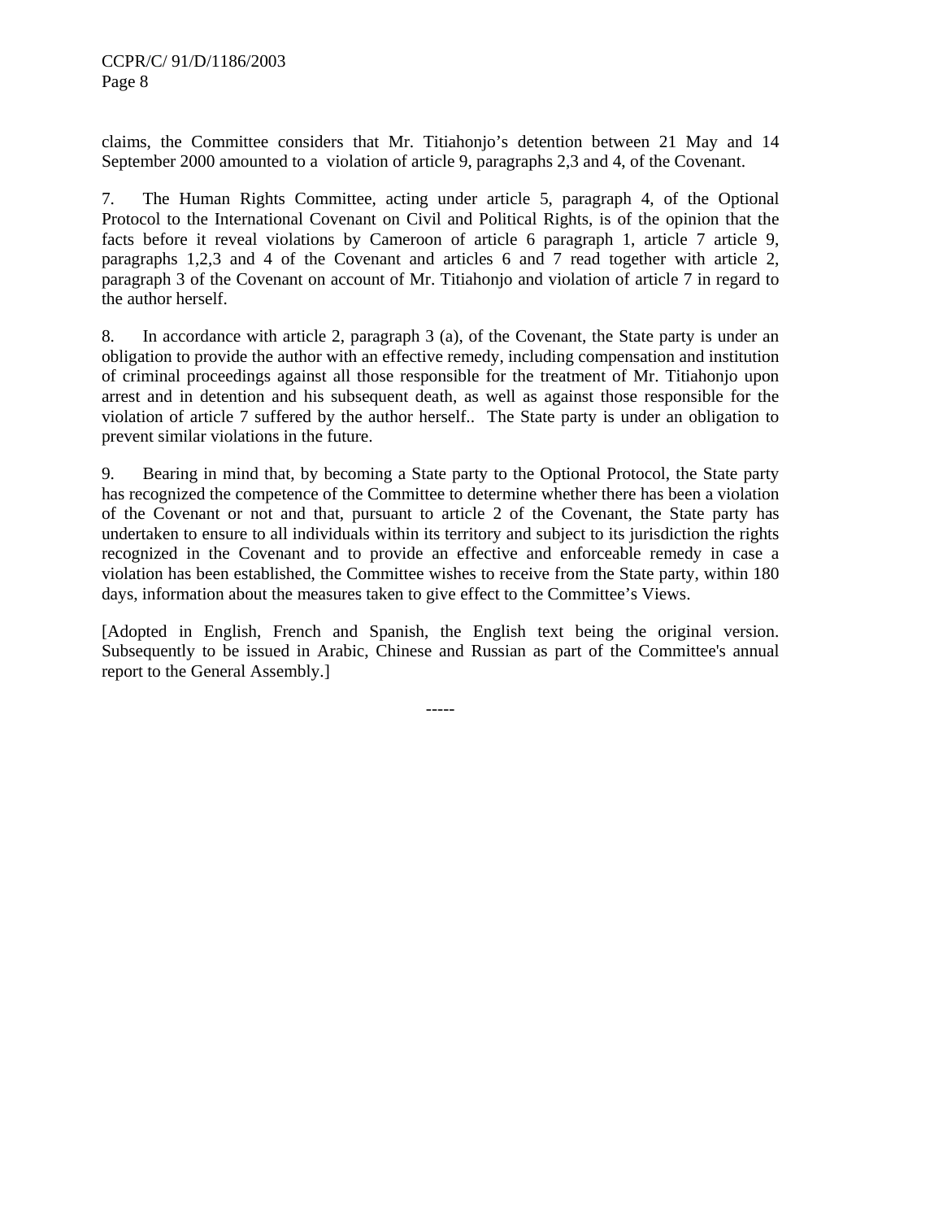claims, the Committee considers that Mr. Titiahonjo's detention between 21 May and 14 September 2000 amounted to a violation of article 9, paragraphs 2,3 and 4, of the Covenant.

7. The Human Rights Committee, acting under article 5, paragraph 4, of the Optional Protocol to the International Covenant on Civil and Political Rights, is of the opinion that the facts before it reveal violations by Cameroon of article 6 paragraph 1, article 7 article 9, paragraphs 1,2,3 and 4 of the Covenant and articles 6 and 7 read together with article 2, paragraph 3 of the Covenant on account of Mr. Titiahonjo and violation of article 7 in regard to the author herself.

8. In accordance with article 2, paragraph 3 (a), of the Covenant, the State party is under an obligation to provide the author with an effective remedy, including compensation and institution of criminal proceedings against all those responsible for the treatment of Mr. Titiahonjo upon arrest and in detention and his subsequent death, as well as against those responsible for the violation of article 7 suffered by the author herself.. The State party is under an obligation to prevent similar violations in the future.

9. Bearing in mind that, by becoming a State party to the Optional Protocol, the State party has recognized the competence of the Committee to determine whether there has been a violation of the Covenant or not and that, pursuant to article 2 of the Covenant, the State party has undertaken to ensure to all individuals within its territory and subject to its jurisdiction the rights recognized in the Covenant and to provide an effective and enforceable remedy in case a violation has been established, the Committee wishes to receive from the State party, within 180 days, information about the measures taken to give effect to the Committee's Views.

[Adopted in English, French and Spanish, the English text being the original version. Subsequently to be issued in Arabic, Chinese and Russian as part of the Committee's annual report to the General Assembly.]

-----